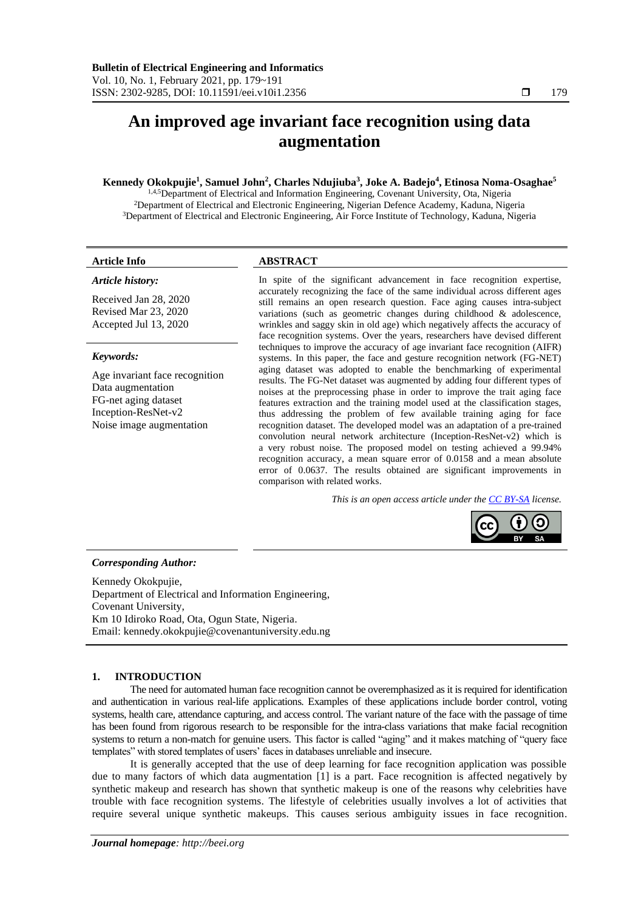# An improved age invariant face recognition using data augmentation

**Kennedy Okokpujie[1], Samuel John[2], Charles Ndujiuba[3], Joke A. Badejo[4], Etinosa Noma-Osaghae[5]**

[1,4,5]Department of Electrical and Information Engineering, Covenant University, Ota, Nigeria
[2]Department of Electrical and Electronic Engineering, Nigerian Defence Academy, Kaduna, Nigeria
[3]Department of Electrical and Electronic Engineering, Air Force Institute of Technology, Kaduna, Nigeria

## Article Info

***Article history:***

Received Jan 28, 2020
Revised Mar 23, 2020
Accepted Jul 13, 2020

***Keywords:***

Age invariant face recognition
Data augmentation
FG-net aging dataset
Inception-ResNet-v2
Noise image augmentation

## ABSTRACT

In spite of the significant advancement in face recognition expertise, accurately recognizing the face of the same individual across different ages still remains an open research question. Face aging causes intra-subject variations (such as geometric changes during childhood & adolescence, wrinkles and saggy skin in old age) which negatively affects the accuracy of face recognition systems. Over the years, researchers have devised different techniques to improve the accuracy of age invariant face recognition (AIFR) systems. In this paper, the face and gesture recognition network (FG-NET) aging dataset was adopted to enable the benchmarking of experimental results. The FG-Net dataset was augmented by adding four different types of noises at the preprocessing phase in order to improve the trait aging face features extraction and the training model used at the classification stages, thus addressing the problem of few available training aging for face recognition dataset. The developed model was an adaptation of a pre-trained convolution neural network architecture (Inception-ResNet-v2) which is a very robust noise. The proposed model on testing achieved a 99.94% recognition accuracy, a mean square error of 0.0158 and a mean absolute error of 0.0637. The results obtained are significant improvements in comparison with related works.

*This is an open access article under the CC BY-SA license.*

***Corresponding Author:***

Kennedy Okokpujie,
Department of Electrical and Information Engineering,
Covenant University,
Km 10 Idiroko Road, Ota, Ogun State, Nigeria.
Email: kennedy.okokpujie@covenantuniversity.edu.ng

## 1. INTRODUCTION

The need for automated human face recognition cannot be overemphasized as it is required for identification and authentication in various real-life applications. Examples of these applications include border control, voting systems, health care, attendance capturing, and access control. The variant nature of the face with the passage of time has been found from rigorous research to be responsible for the intra-class variations that make facial recognition systems to return a non-match for genuine users. This factor is called "aging" and it makes matching of "query face templates" with stored templates of users' faces in databases unreliable and insecure.

It is generally accepted that the use of deep learning for face recognition application was possible due to many factors of which data augmentation [1] is a part. Face recognition is affected negatively by synthetic makeup and research has shown that synthetic makeup is one of the reasons why celebrities have trouble with face recognition systems. The lifestyle of celebrities usually involves a lot of activities that require several unique synthetic makeups. This causes serious ambiguity issues in face recognition.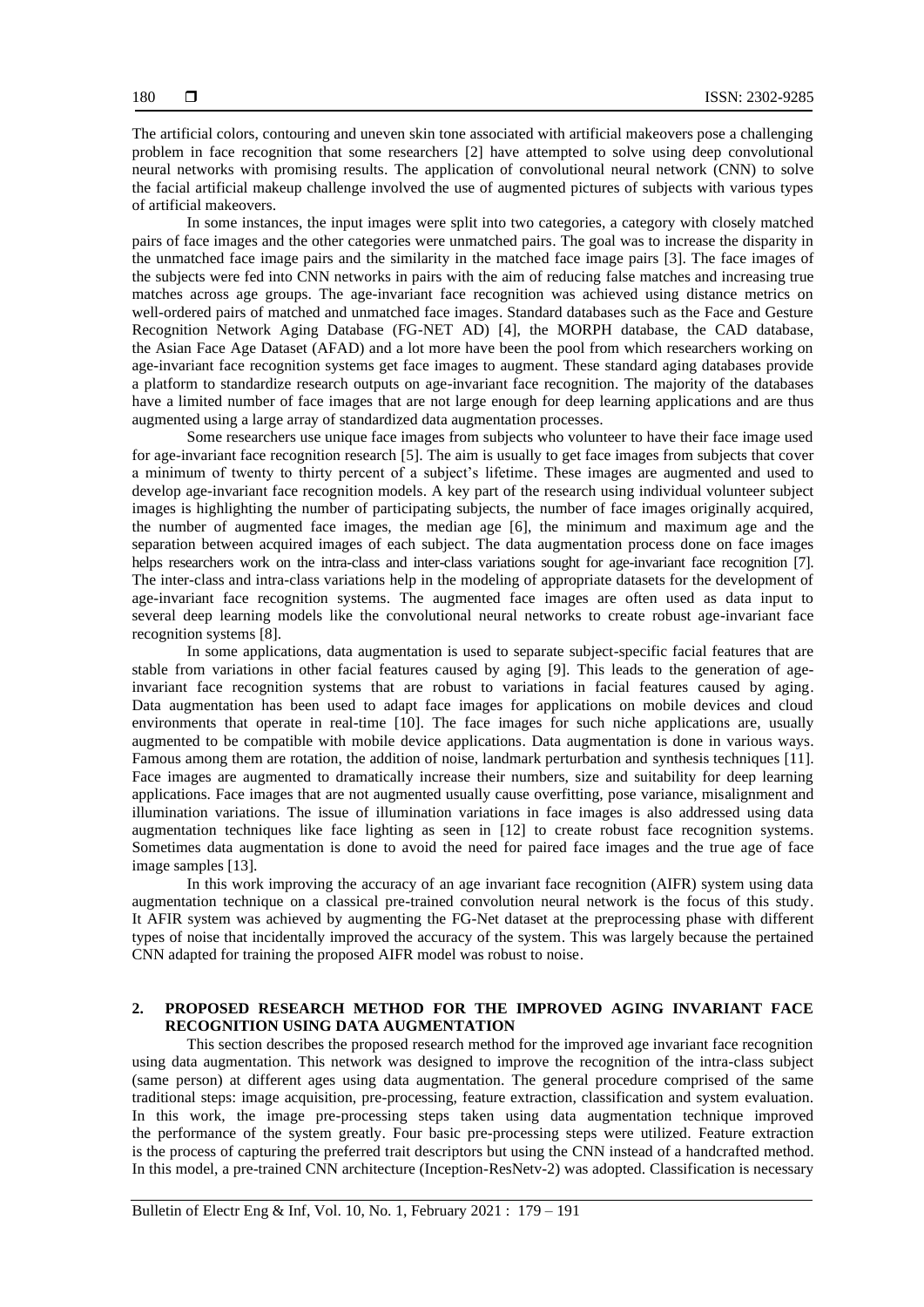The artificial colors, contouring and uneven skin tone associated with artificial makeovers pose a challenging problem in face recognition that some researchers [2] have attempted to solve using deep convolutional neural networks with promising results. The application of convolutional neural network (CNN) to solve the facial artificial makeup challenge involved the use of augmented pictures of subjects with various types of artificial makeovers.

In some instances, the input images were split into two categories, a category with closely matched pairs of face images and the other categories were unmatched pairs. The goal was to increase the disparity in the unmatched face image pairs and the similarity in the matched face image pairs [3]. The face images of the subjects were fed into CNN networks in pairs with the aim of reducing false matches and increasing true matches across age groups. The age-invariant face recognition was achieved using distance metrics on well-ordered pairs of matched and unmatched face images. Standard databases such as the Face and Gesture Recognition Network Aging Database (FG-NET AD) [4], the MORPH database, the CAD database, the Asian Face Age Dataset (AFAD) and a lot more have been the pool from which researchers working on age-invariant face recognition systems get face images to augment. These standard aging databases provide a platform to standardize research outputs on age-invariant face recognition. The majority of the databases have a limited number of face images that are not large enough for deep learning applications and are thus augmented using a large array of standardized data augmentation processes.

Some researchers use unique face images from subjects who volunteer to have their face image used for age-invariant face recognition research [5]. The aim is usually to get face images from subjects that cover a minimum of twenty to thirty percent of a subject's lifetime. These images are augmented and used to develop age-invariant face recognition models. A key part of the research using individual volunteer subject images is highlighting the number of participating subjects, the number of face images originally acquired, the number of augmented face images, the median age [6], the minimum and maximum age and the separation between acquired images of each subject. The data augmentation process done on face images helps researchers work on the intra-class and inter-class variations sought for age-invariant face recognition [7]. The inter-class and intra-class variations help in the modeling of appropriate datasets for the development of age-invariant face recognition systems. The augmented face images are often used as data input to several deep learning models like the convolutional neural networks to create robust age-invariant face recognition systems [8].

In some applications, data augmentation is used to separate subject-specific facial features that are stable from variations in other facial features caused by aging [9]. This leads to the generation of age-invariant face recognition systems that are robust to variations in facial features caused by aging. Data augmentation has been used to adapt face images for applications on mobile devices and cloud environments that operate in real-time [10]. The face images for such niche applications are, usually augmented to be compatible with mobile device applications. Data augmentation is done in various ways. Famous among them are rotation, the addition of noise, landmark perturbation and synthesis techniques [11]. Face images are augmented to dramatically increase their numbers, size and suitability for deep learning applications. Face images that are not augmented usually cause overfitting, pose variance, misalignment and illumination variations. The issue of illumination variations in face images is also addressed using data augmentation techniques like face lighting as seen in [12] to create robust face recognition systems. Sometimes data augmentation is done to avoid the need for paired face images and the true age of face image samples [13].

In this work improving the accuracy of an age invariant face recognition (AIFR) system using data augmentation technique on a classical pre-trained convolution neural network is the focus of this study. It AFIR system was achieved by augmenting the FG-Net dataset at the preprocessing phase with different types of noise that incidentally improved the accuracy of the system. This was largely because the pertained CNN adapted for training the proposed AIFR model was robust to noise.

## 2. PROPOSED RESEARCH METHOD FOR THE IMPROVED AGING INVARIANT FACE RECOGNITION USING DATA AUGMENTATION

This section describes the proposed research method for the improved age invariant face recognition using data augmentation. This network was designed to improve the recognition of the intra-class subject (same person) at different ages using data augmentation. The general procedure comprised of the same traditional steps: image acquisition, pre-processing, feature extraction, classification and system evaluation. In this work, the image pre-processing steps taken using data augmentation technique improved the performance of the system greatly. Four basic pre-processing steps were utilized. Feature extraction is the process of capturing the preferred trait descriptors but using the CNN instead of a handcrafted method. In this model, a pre-trained CNN architecture (Inception-ResNetv-2) was adopted. Classification is necessary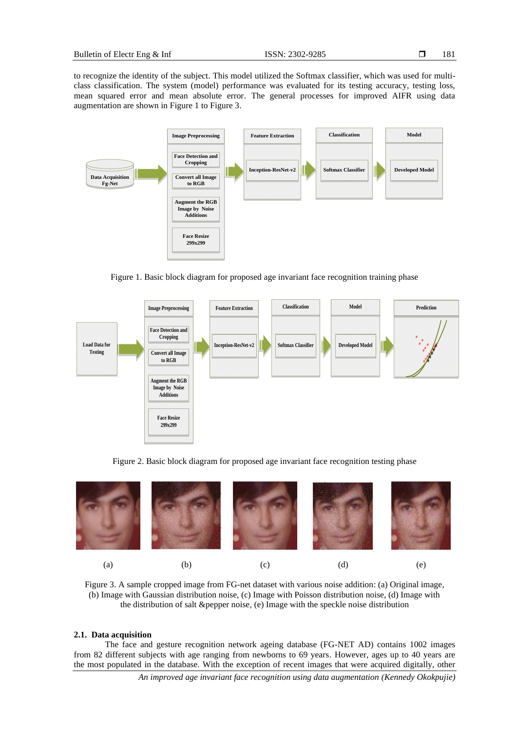to recognize the identity of the subject. This model utilized the Softmax classifier, which was used for multi-class classification. The system (model) performance was evaluated for its testing accuracy, testing loss, mean squared error and mean absolute error. The general processes for improved AIFR using data augmentation are shown in Figure 1 to Figure 3.

Figure 1. Basic block diagram for proposed age invariant face recognition training phase

Figure 2. Basic block diagram for proposed age invariant face recognition testing phase

Figure 3. A sample cropped image from FG-net dataset with various noise addition: (a) Original image, (b) Image with Gaussian distribution noise, (c) Image with Poisson distribution noise, (d) Image with the distribution of salt &pepper noise, (e) Image with the speckle noise distribution

### 2.1. Data acquisition

The face and gesture recognition network ageing database (FG-NET AD) contains 1002 images from 82 different subjects with age ranging from newborns to 69 years. However, ages up to 40 years are the most populated in the database. With the exception of recent images that were acquired digitally, other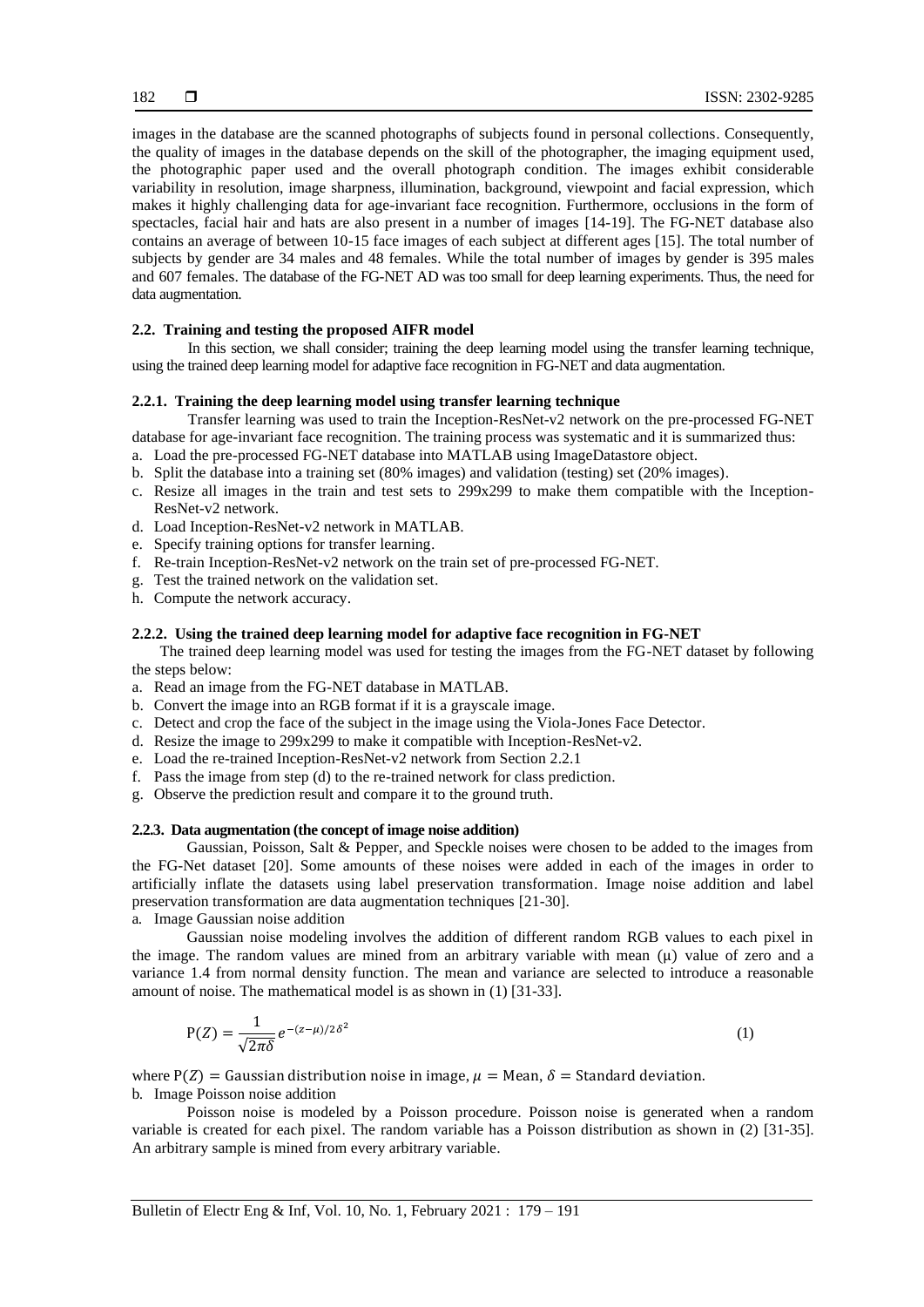images in the database are the scanned photographs of subjects found in personal collections. Consequently, the quality of images in the database depends on the skill of the photographer, the imaging equipment used, the photographic paper used and the overall photograph condition. The images exhibit considerable variability in resolution, image sharpness, illumination, background, viewpoint and facial expression, which makes it highly challenging data for age-invariant face recognition. Furthermore, occlusions in the form of spectacles, facial hair and hats are also present in a number of images [14-19]. The FG-NET database also contains an average of between 10-15 face images of each subject at different ages [15]. The total number of subjects by gender are 34 males and 48 females. While the total number of images by gender is 395 males and 607 females. The database of the FG-NET AD was too small for deep learning experiments. Thus, the need for data augmentation.

### 2.2. Training and testing the proposed AIFR model

In this section, we shall consider; training the deep learning model using the transfer learning technique, using the trained deep learning model for adaptive face recognition in FG-NET and data augmentation.

#### 2.2.1. Training the deep learning model using transfer learning technique

Transfer learning was used to train the Inception-ResNet-v2 network on the pre-processed FG-NET database for age-invariant face recognition. The training process was systematic and it is summarized thus:

a. Load the pre-processed FG-NET database into MATLAB using ImageDatastore object.
b. Split the database into a training set (80% images) and validation (testing) set (20% images).
c. Resize all images in the train and test sets to 299x299 to make them compatible with the Inception-ResNet-v2 network.
d. Load Inception-ResNet-v2 network in MATLAB.
e. Specify training options for transfer learning.
f. Re-train Inception-ResNet-v2 network on the train set of pre-processed FG-NET.
g. Test the trained network on the validation set.
h. Compute the network accuracy.

#### 2.2.2. Using the trained deep learning model for adaptive face recognition in FG-NET

The trained deep learning model was used for testing the images from the FG-NET dataset by following the steps below:

a. Read an image from the FG-NET database in MATLAB.
b. Convert the image into an RGB format if it is a grayscale image.
c. Detect and crop the face of the subject in the image using the Viola-Jones Face Detector.
d. Resize the image to 299x299 to make it compatible with Inception-ResNet-v2.
e. Load the re-trained Inception-ResNet-v2 network from Section 2.2.1
f. Pass the image from step (d) to the re-trained network for class prediction.
g. Observe the prediction result and compare it to the ground truth.

#### 2.2.3. Data augmentation (the concept of image noise addition)

Gaussian, Poisson, Salt & Pepper, and Speckle noises were chosen to be added to the images from the FG-Net dataset [20]. Some amounts of these noises were added in each of the images in order to artificially inflate the datasets using label preservation transformation. Image noise addition and label preservation transformation are data augmentation techniques [21-30].

a. Image Gaussian noise addition

Gaussian noise modeling involves the addition of different random RGB values to each pixel in the image. The random values are mined from an arbitrary variable with mean (μ) value of zero and a variance 1.4 from normal density function. The mean and variance are selected to introduce a reasonable amount of noise. The mathematical model is as shown in (1) [31-33].

$$\mathrm{P}(Z) = \frac{1}{\sqrt{2\pi}\delta} e^{-(z-\mu)/2\delta^2} \tag{1}$$

where $\mathrm{P}(Z) =$ Gaussian distribution noise in image, $\mu =$ Mean, $\delta =$ Standard deviation.

b. Image Poisson noise addition

Poisson noise is modeled by a Poisson procedure. Poisson noise is generated when a random variable is created for each pixel. The random variable has a Poisson distribution as shown in (2) [31-35]. An arbitrary sample is mined from every arbitrary variable.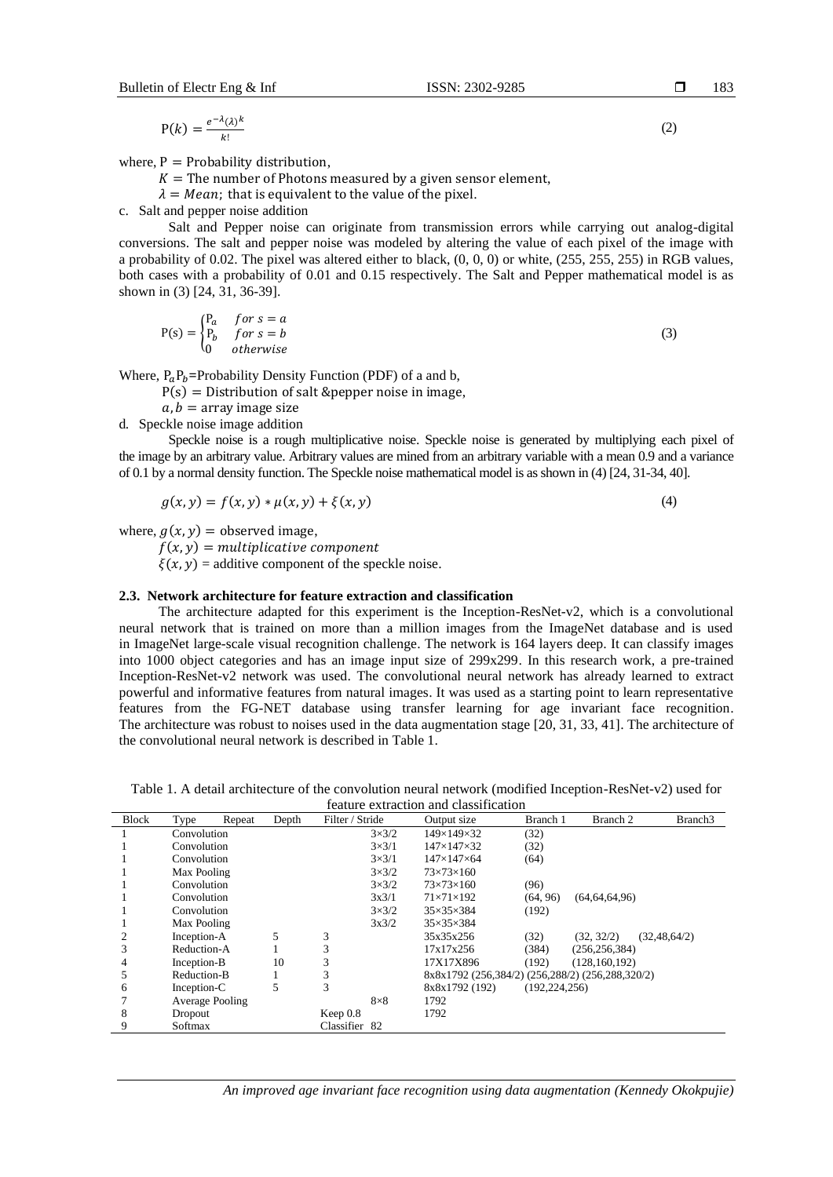$$\mathrm{P}(k) = \frac{e^{-\lambda}(\lambda)^k}{k!} \quad (2)$$

where, $\mathrm{P}$ = Probability distribution,

$K$ = The number of Photons measured by a given sensor element,

$\lambda = Mean$; that is equivalent to the value of the pixel.

c. Salt and pepper noise addition

Salt and Pepper noise can originate from transmission errors while carrying out analog-digital conversions. The salt and pepper noise was modeled by altering the value of each pixel of the image with a probability of 0.02. The pixel was altered either to black, (0, 0, 0) or white, (255, 255, 255) in RGB values, both cases with a probability of 0.01 and 0.15 respectively. The Salt and Pepper mathematical model is as shown in (3) [24, 31, 36-39].

$$\mathrm{P}(s) = \begin{cases} \mathrm{P}_a & for\ s = a \\ \mathrm{P}_b & for\ s = b \\ 0 & otherwise \end{cases} \quad (3)$$

Where, $\mathrm{P}_a \mathrm{P}_b$=Probability Density Function (PDF) of a and b,

$\mathrm{P}(s)$ = Distribution of salt &pepper noise in image,

$a, b$ = array image size

d. Speckle noise image addition

Speckle noise is a rough multiplicative noise. Speckle noise is generated by multiplying each pixel of the image by an arbitrary value. Arbitrary values are mined from an arbitrary variable with a mean 0.9 and a variance of 0.1 by a normal density function. The Speckle noise mathematical model is as shown in (4) [24, 31-34, 40].

$$g(x, y) = f(x, y) * \mu(x, y) + \xi(x, y) \quad (4)$$

where, $g(x, y)$ = observed image,

$f(x, y) = multiplicative\ component$

$\xi(x, y)$ = additive component of the speckle noise.

### 2.3. Network architecture for feature extraction and classification

The architecture adapted for this experiment is the Inception-ResNet-v2, which is a convolutional neural network that is trained on more than a million images from the ImageNet database and is used in ImageNet large-scale visual recognition challenge. The network is 164 layers deep. It can classify images into 1000 object categories and has an image input size of 299x299. In this research work, a pre-trained Inception-ResNet-v2 network was used. The convolutional neural network has already learned to extract powerful and informative features from natural images. It was used as a starting point to learn representative features from the FG-NET database using transfer learning for age invariant face recognition. The architecture was robust to noises used in the data augmentation stage [20, 31, 33, 41]. The architecture of the convolutional neural network is described in Table 1.

Table 1. A detail architecture of the convolution neural network (modified Inception-ResNet-v2) used for feature extraction and classification

| Block | Type | Repeat | Depth | Filter / Stride | Output size | Branch 1 | Branch 2 | Branch3 |
|---|---|---|---|---|---|---|---|---|
| 1 | Convolution | | | 3×3/2 | 149×149×32 | (32) | | |
| 1 | Convolution | | | 3×3/1 | 147×147×32 | (32) | | |
| 1 | Convolution | | | 3×3/1 | 147×147×64 | (64) | | |
| 1 | Max Pooling | | | 3×3/2 | 73×73×160 | | | |
| 1 | Convolution | | | 3×3/2 | 73×73×160 | (96) | | |
| 1 | Convolution | | | 3x3/1 | 71×71×192 | (64, 96) | (64,64,64,96) | |
| 1 | Convolution | | | 3×3/2 | 35×35×384 | (192) | | |
| 1 | Max Pooling | | | 3x3/2 | 35×35×384 | | | |
| 2 | Inception-A | 5 | 3 | | 35x35x256 | (32) | (32, 32/2) | (32,48,64/2) |
| 3 | Reduction-A | 1 | 3 | | 17x17x256 | (384) | (256,256,384) | |
| 4 | Inception-B | 10 | 3 | | 17X17X896 | (192) | (128,160,192) | |
| 5 | Reduction-B | 1 | 3 | | 8x8x1792 | (256,384/2) | (256,288/2) | (256,288,320/2) |
| 6 | Inception-C | 5 | 3 | | 8x8x1792 (192) | (192,224,256) | | |
| 7 | Average Pooling | | | 8×8 | 1792 | | | |
| 8 | Dropout | | | Keep 0.8 | 1792 | | | |
| 9 | Softmax | | | Classifier 82 | | | | |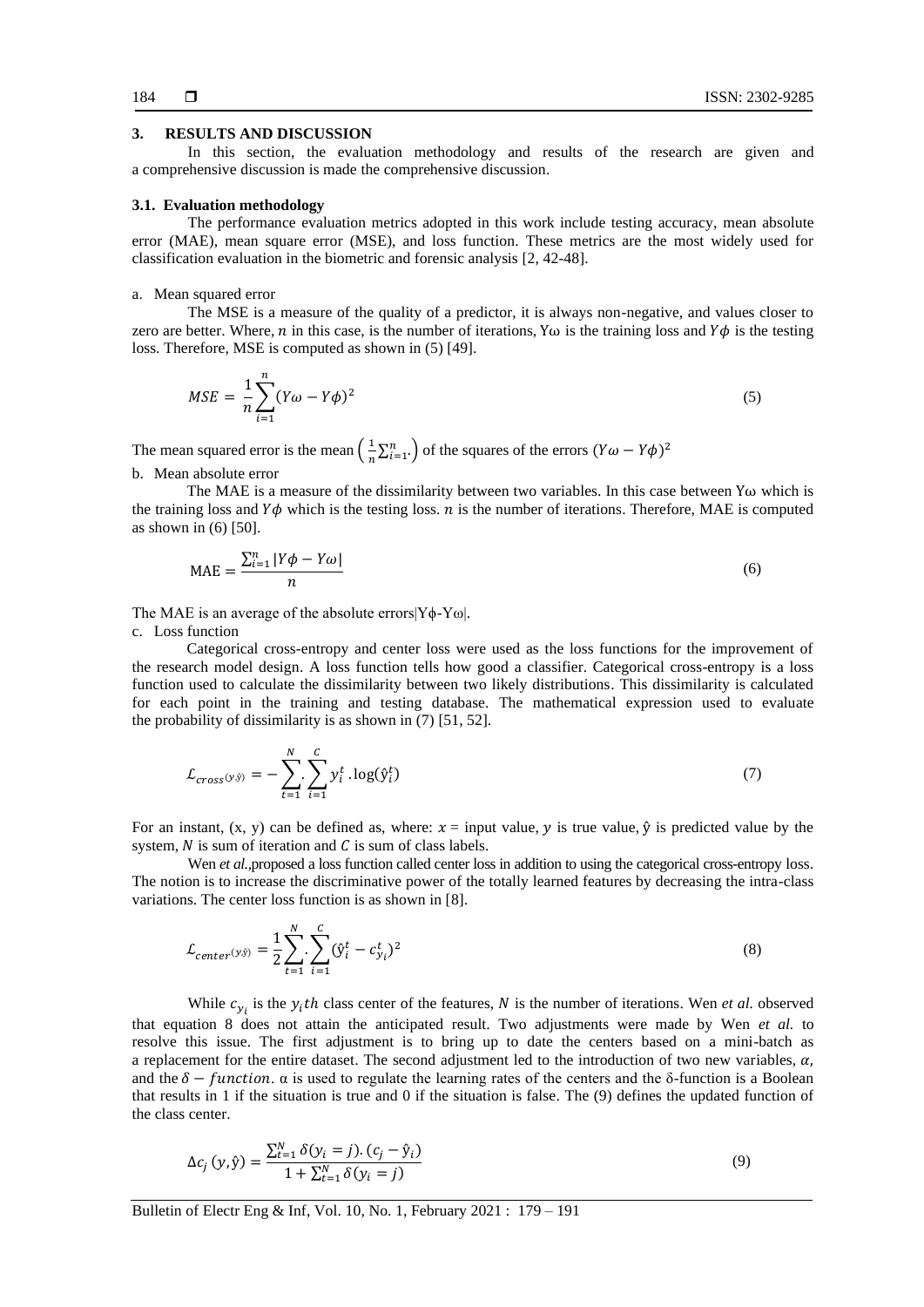## 3. RESULTS AND DISCUSSION

In this section, the evaluation methodology and results of the research are given and a comprehensive discussion is made the comprehensive discussion.

### 3.1. Evaluation methodology

The performance evaluation metrics adopted in this work include testing accuracy, mean absolute error (MAE), mean square error (MSE), and loss function. These metrics are the most widely used for classification evaluation in the biometric and forensic analysis [2, 42-48].

a. Mean squared error

The MSE is a measure of the quality of a predictor, it is always non-negative, and values closer to zero are better. Where, $n$ in this case, is the number of iterations, $Y\omega$ is the training loss and $Y\phi$ is the testing loss. Therefore, MSE is computed as shown in (5) [49].

$$MSE = \frac{1}{n}\sum_{i=1}^{n}(Y\omega - Y\phi)^2 \tag{5}$$

The mean squared error is the mean $\left(\frac{1}{n}\sum_{i=1}^{n}.\right)$ of the squares of the errors $(Y\omega - Y\phi)^2$

b. Mean absolute error

The MAE is a measure of the dissimilarity between two variables. In this case between $Y\omega$ which is the training loss and $Y\phi$ which is the testing loss. $n$ is the number of iterations. Therefore, MAE is computed as shown in (6) [50].

$$\text{MAE} = \frac{\sum_{i=1}^{n}|Y\phi - Y\omega|}{n} \tag{6}$$

The MAE is an average of the absolute errors $|Y\phi - Y\omega|$.

c. Loss function

Categorical cross-entropy and center loss were used as the loss functions for the improvement of the research model design. A loss function tells how good a classifier. Categorical cross-entropy is a loss function used to calculate the dissimilarity between two likely distributions. This dissimilarity is calculated for each point in the training and testing database. The mathematical expression used to evaluate the probability of dissimilarity is as shown in (7) [51, 52].

$$\mathcal{L}_{cross(y,\hat{y})} = -\sum_{t=1}^{N}.\sum_{i=1}^{C} y_i^t \,.\log(\hat{y}_i^t) \tag{7}$$

For an instant, (x, y) can be defined as, where: $x$ = input value, $y$ is true value, $\hat{y}$ is predicted value by the system, $N$ is sum of iteration and $C$ is sum of class labels.

Wen *et al.*,proposed a loss function called center loss in addition to using the categorical cross-entropy loss. The notion is to increase the discriminative power of the totally learned features by decreasing the intra-class variations. The center loss function is as shown in [8].

$$\mathcal{L}_{center(y,\hat{y})} = \frac{1}{2}\sum_{t=1}^{N}.\sum_{i=1}^{C}(\hat{y}_i^t - c_{y_i}^t)^2 \tag{8}$$

While $c_{y_i}$ is the $y_i th$ class center of the features, $N$ is the number of iterations. Wen *et al.* observed that equation 8 does not attain the anticipated result. Two adjustments were made by Wen *et al.* to resolve this issue. The first adjustment is to bring up to date the centers based on a mini-batch as a replacement for the entire dataset. The second adjustment led to the introduction of two new variables, $\alpha$, and the $\delta - function$. α is used to regulate the learning rates of the centers and the δ-function is a Boolean that results in 1 if the situation is true and 0 if the situation is false. The (9) defines the updated function of the class center.

$$\Delta c_j\,(y,\hat{y}) = \frac{\sum_{t=1}^{N}\delta(y_i = j).(c_j - \hat{y}_i)}{1 + \sum_{t=1}^{N}\delta(y_i = j)} \tag{9}$$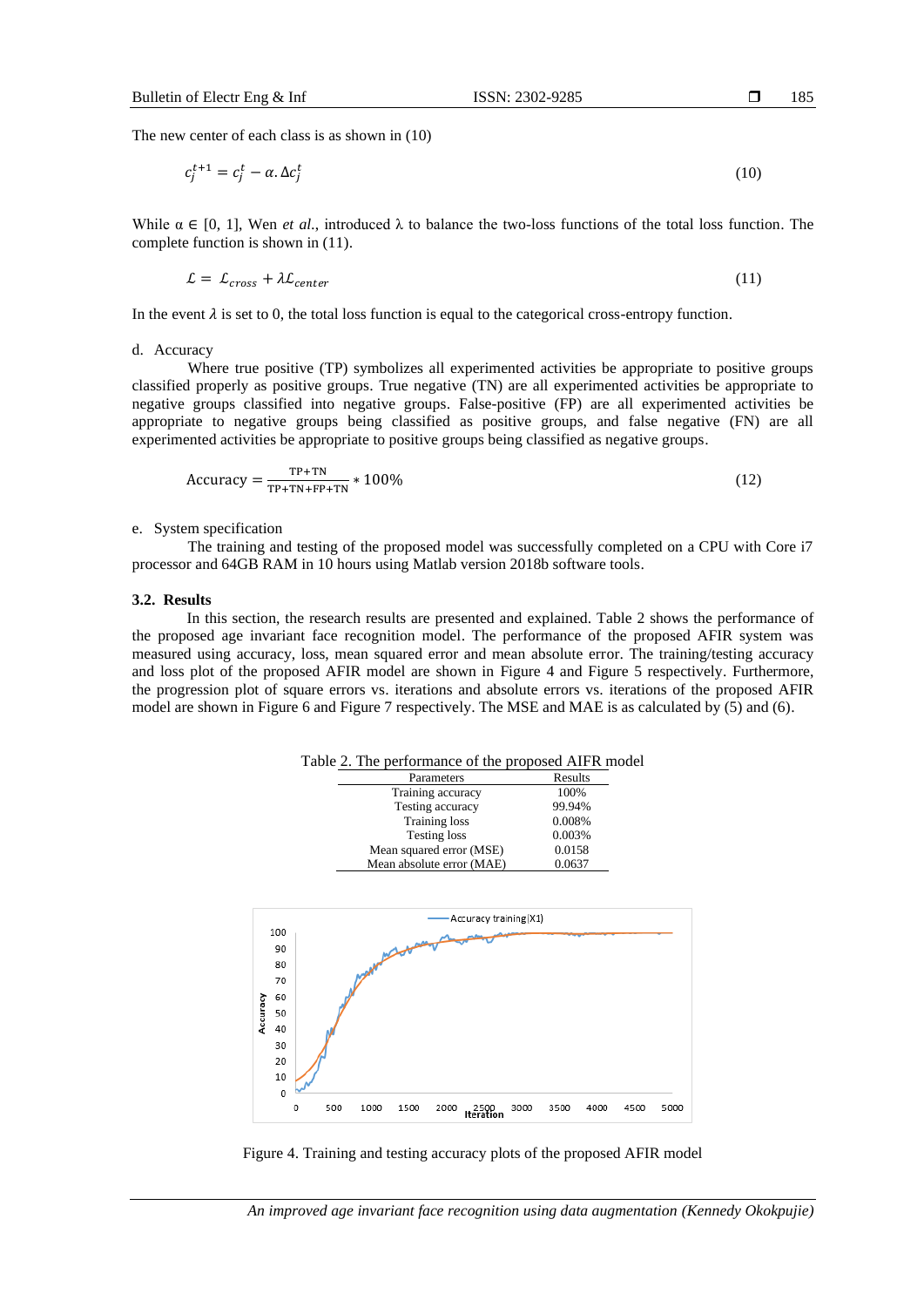The new center of each class is as shown in (10)

$$c_j^{t+1} = c_j^t - \alpha.\Delta c_j^t \tag{10}$$

While α ∈ [0, 1], Wen *et al.*, introduced λ to balance the two-loss functions of the total loss function. The complete function is shown in (11).

$$\mathcal{L} = \mathcal{L}_{cross} + \lambda \mathcal{L}_{center} \tag{11}$$

In the event $\lambda$ is set to 0, the total loss function is equal to the categorical cross-entropy function.

d. Accuracy

Where true positive (TP) symbolizes all experimented activities be appropriate to positive groups classified properly as positive groups. True negative (TN) are all experimented activities be appropriate to negative groups classified into negative groups. False-positive (FP) are all experimented activities be appropriate to negative groups being classified as positive groups, and false negative (FN) are all experimented activities be appropriate to positive groups being classified as negative groups.

$$\text{Accuracy} = \frac{\text{TP+TN}}{\text{TP+TN+FP+TN}} * 100\% \tag{12}$$

e. System specification

The training and testing of the proposed model was successfully completed on a CPU with Core i7 processor and 64GB RAM in 10 hours using Matlab version 2018b software tools.

### 3.2. Results

In this section, the research results are presented and explained. Table 2 shows the performance of the proposed age invariant face recognition model. The performance of the proposed AFIR system was measured using accuracy, loss, mean squared error and mean absolute error. The training/testing accuracy and loss plot of the proposed AFIR model are shown in Figure 4 and Figure 5 respectively. Furthermore, the progression plot of square errors vs. iterations and absolute errors vs. iterations of the proposed AFIR model are shown in Figure 6 and Figure 7 respectively. The MSE and MAE is as calculated by (5) and (6).

Table 2. The performance of the proposed AIFR model

| Parameters | Results |
|---|---|
| Training accuracy | 100% |
| Testing accuracy | 99.94% |
| Training loss | 0.008% |
| Testing loss | 0.003% |
| Mean squared error (MSE) | 0.0158 |
| Mean absolute error (MAE) | 0.0637 |

Figure 4. Training and testing accuracy plots of the proposed AFIR model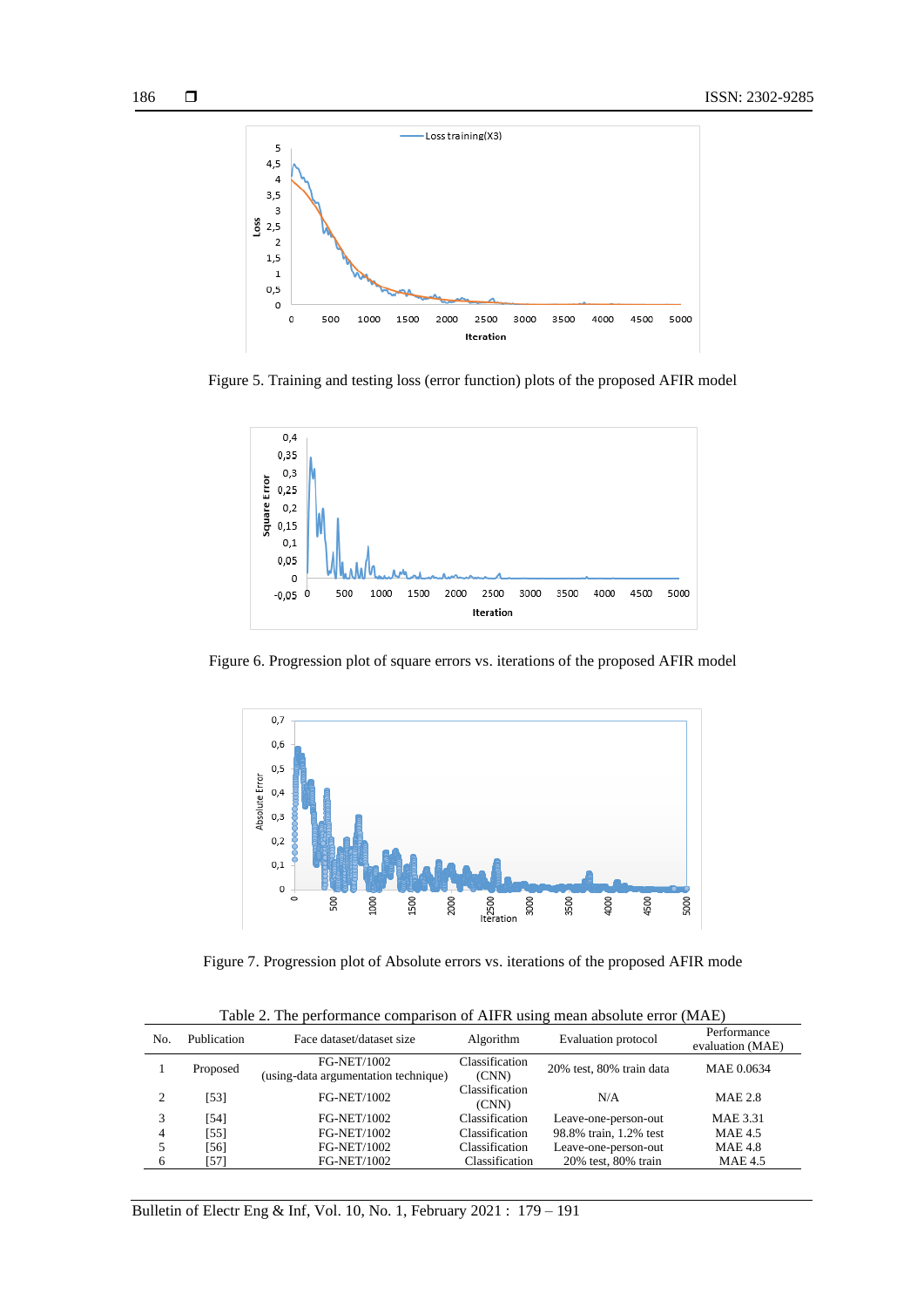Figure 5. Training and testing loss (error function) plots of the proposed AFIR model

Figure 6. Progression plot of square errors vs. iterations of the proposed AFIR model

Figure 7. Progression plot of Absolute errors vs. iterations of the proposed AFIR mode

Table 2. The performance comparison of AIFR using mean absolute error (MAE)

| No. | Publication | Face dataset/dataset size | Algorithm | Evaluation protocol | Performance evaluation (MAE) |
|---|---|---|---|---|---|
| 1 | Proposed | FG-NET/1002 (using-data argumentation technique) | Classification (CNN) | 20% test, 80% train data | MAE 0.0634 |
| 2 | [53] | FG-NET/1002 | Classification (CNN) | N/A | MAE 2.8 |
| 3 | [54] | FG-NET/1002 | Classification | Leave-one-person-out | MAE 3.31 |
| 4 | [55] | FG-NET/1002 | Classification | 98.8% train, 1.2% test | MAE 4.5 |
| 5 | [56] | FG-NET/1002 | Classification | Leave-one-person-out | MAE 4.8 |
| 6 | [57] | FG-NET/1002 | Classification | 20% test, 80% train | MAE 4.5 |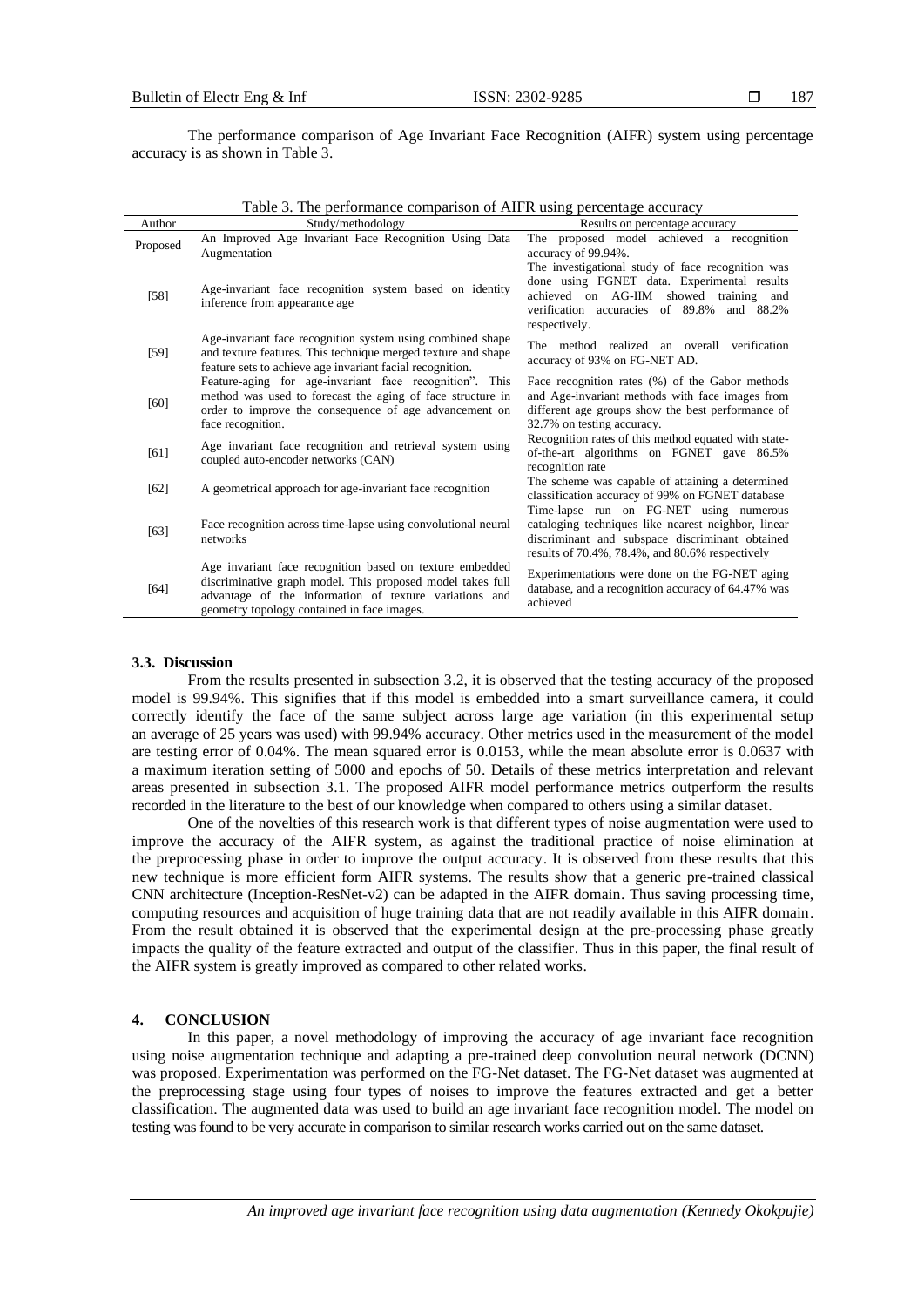The performance comparison of Age Invariant Face Recognition (AIFR) system using percentage accuracy is as shown in Table 3.

Table 3. The performance comparison of AIFR using percentage accuracy

| Author | Study/methodology | Results on percentage accuracy |
|---|---|---|
| Proposed | An Improved Age Invariant Face Recognition Using Data Augmentation | The proposed model achieved a recognition accuracy of 99.94%. |
| [58] | Age-invariant face recognition system based on identity inference from appearance age | The investigational study of face recognition was done using FGNET data. Experimental results achieved on AG-IIM showed training and verification accuracies of 89.8% and 88.2% respectively. |
| [59] | Age-invariant face recognition system using combined shape and texture features. This technique merged texture and shape feature sets to achieve age invariant facial recognition. | The method realized an overall verification accuracy of 93% on FG-NET AD. |
| [60] | Feature-aging for age-invariant face recognition". This method was used to forecast the aging of face structure in order to improve the consequence of age advancement on face recognition. | Face recognition rates (%) of the Gabor methods and Age-invariant methods with face images from different age groups show the best performance of 32.7% on testing accuracy. |
| [61] | Age invariant face recognition and retrieval system using coupled auto-encoder networks (CAN) | Recognition rates of this method equated with state-of-the-art algorithms on FGNET gave 86.5% recognition rate |
| [62] | A geometrical approach for age-invariant face recognition | The scheme was capable of attaining a determined classification accuracy of 99% on FGNET database |
| [63] | Face recognition across time-lapse using convolutional neural networks | Time-lapse run on FG-NET using numerous cataloging techniques like nearest neighbor, linear discriminant and subspace discriminant obtained results of 70.4%, 78.4%, and 80.6% respectively |
| [64] | Age invariant face recognition based on texture embedded discriminative graph model. This proposed model takes full advantage of the information of texture variations and geometry topology contained in face images. | Experimentations were done on the FG-NET aging database, and a recognition accuracy of 64.47% was achieved |

### 3.3. Discussion

From the results presented in subsection 3.2, it is observed that the testing accuracy of the proposed model is 99.94%. This signifies that if this model is embedded into a smart surveillance camera, it could correctly identify the face of the same subject across large age variation (in this experimental setup an average of 25 years was used) with 99.94% accuracy. Other metrics used in the measurement of the model are testing error of 0.04%. The mean squared error is 0.0153, while the mean absolute error is 0.0637 with a maximum iteration setting of 5000 and epochs of 50. Details of these metrics interpretation and relevant areas presented in subsection 3.1. The proposed AIFR model performance metrics outperform the results recorded in the literature to the best of our knowledge when compared to others using a similar dataset.

One of the novelties of this research work is that different types of noise augmentation were used to improve the accuracy of the AIFR system, as against the traditional practice of noise elimination at the preprocessing phase in order to improve the output accuracy. It is observed from these results that this new technique is more efficient form AIFR systems. The results show that a generic pre-trained classical CNN architecture (Inception-ResNet-v2) can be adapted in the AIFR domain. Thus saving processing time, computing resources and acquisition of huge training data that are not readily available in this AIFR domain. From the result obtained it is observed that the experimental design at the pre-processing phase greatly impacts the quality of the feature extracted and output of the classifier. Thus in this paper, the final result of the AIFR system is greatly improved as compared to other related works.

## 4. CONCLUSION

In this paper, a novel methodology of improving the accuracy of age invariant face recognition using noise augmentation technique and adapting a pre-trained deep convolution neural network (DCNN) was proposed. Experimentation was performed on the FG-Net dataset. The FG-Net dataset was augmented at the preprocessing stage using four types of noises to improve the features extracted and get a better classification. The augmented data was used to build an age invariant face recognition model. The model on testing was found to be very accurate in comparison to similar research works carried out on the same dataset.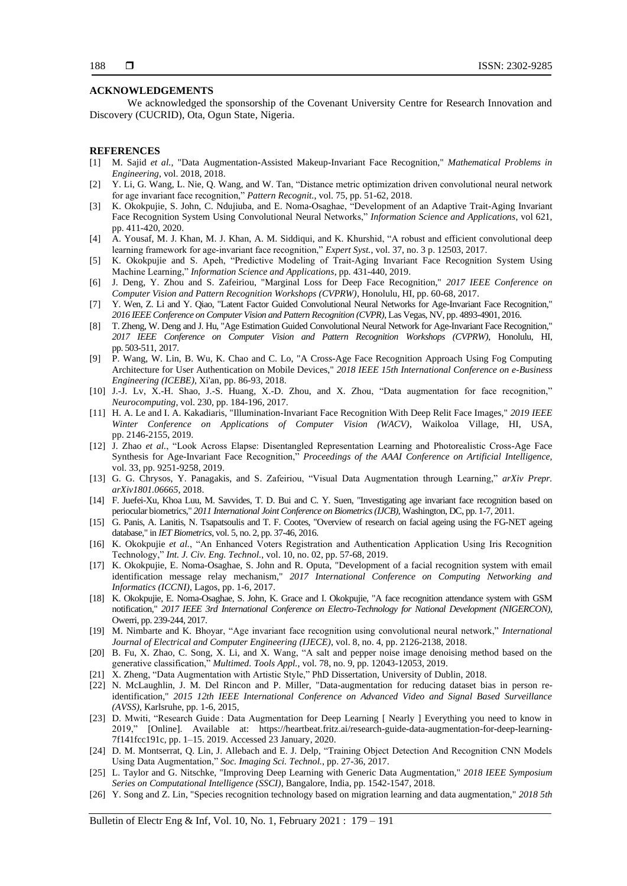## ACKNOWLEDGEMENTS

We acknowledged the sponsorship of the Covenant University Centre for Research Innovation and Discovery (CUCRID), Ota, Ogun State, Nigeria.

## REFERENCES

[1] M. Sajid *et al.*, "Data Augmentation-Assisted Makeup-Invariant Face Recognition," *Mathematical Problems in Engineering*, vol. 2018, 2018.

[2] Y. Li, G. Wang, L. Nie, Q. Wang, and W. Tan, "Distance metric optimization driven convolutional neural network for age invariant face recognition," *Pattern Recognit.*, vol. 75, pp. 51-62, 2018.

[3] K. Okokpujie, S. John, C. Ndujiuba, and E. Noma-Osaghae, "Development of an Adaptive Trait-Aging Invariant Face Recognition System Using Convolutional Neural Networks," *Information Science and Applications*, vol 621, pp. 411-420, 2020.

[4] A. Yousaf, M. J. Khan, M. J. Khan, A. M. Siddiqui, and K. Khurshid, "A robust and efficient convolutional deep learning framework for age-invariant face recognition," *Expert Syst.*, vol. 37, no. 3 p. 12503, 2017.

[5] K. Okokpujie and S. Apeh, "Predictive Modeling of Trait-Aging Invariant Face Recognition System Using Machine Learning," *Information Science and Applications*, pp. 431-440, 2019.

[6] J. Deng, Y. Zhou and S. Zafeiriou, "Marginal Loss for Deep Face Recognition," *2017 IEEE Conference on Computer Vision and Pattern Recognition Workshops (CVPRW)*, Honolulu, HI, pp. 60-68, 2017.

[7] Y. Wen, Z. Li and Y. Qiao, "Latent Factor Guided Convolutional Neural Networks for Age-Invariant Face Recognition," *2016 IEEE Conference on Computer Vision and Pattern Recognition (CVPR)*, Las Vegas, NV, pp. 4893-4901, 2016.

[8] T. Zheng, W. Deng and J. Hu, "Age Estimation Guided Convolutional Neural Network for Age-Invariant Face Recognition," *2017 IEEE Conference on Computer Vision and Pattern Recognition Workshops (CVPRW)*, Honolulu, HI, pp. 503-511, 2017.

[9] P. Wang, W. Lin, B. Wu, K. Chao and C. Lo, "A Cross-Age Face Recognition Approach Using Fog Computing Architecture for User Authentication on Mobile Devices," *2018 IEEE 15th International Conference on e-Business Engineering (ICEBE)*, Xi'an, pp. 86-93, 2018.

[10] J.-J. Lv, X.-H. Shao, J.-S. Huang, X.-D. Zhou, and X. Zhou, "Data augmentation for face recognition," *Neurocomputing*, vol. 230, pp. 184-196, 2017.

[11] H. A. Le and I. A. Kakadiaris, "Illumination-Invariant Face Recognition With Deep Relit Face Images," *2019 IEEE Winter Conference on Applications of Computer Vision (WACV)*, Waikoloa Village, HI, USA, pp. 2146-2155, 2019.

[12] J. Zhao *et al.*, "Look Across Elapse: Disentangled Representation Learning and Photorealistic Cross-Age Face Synthesis for Age-Invariant Face Recognition," *Proceedings of the AAAI Conference on Artificial Intelligence*, vol. 33, pp. 9251-9258, 2019.

[13] G. G. Chrysos, Y. Panagakis, and S. Zafeiriou, "Visual Data Augmentation through Learning," *arXiv Prepr. arXiv1801.06665*, 2018.

[14] F. Juefei-Xu, Khoa Luu, M. Savvides, T. D. Bui and C. Y. Suen, "Investigating age invariant face recognition based on periocular biometrics," *2011 International Joint Conference on Biometrics (IJCB)*, Washington, DC, pp. 1-7, 2011.

[15] G. Panis, A. Lanitis, N. Tsapatsoulis and T. F. Cootes, "Overview of research on facial ageing using the FG-NET ageing database," in *IET Biometrics*, vol. 5, no. 2, pp. 37-46, 2016.

[16] K. Okokpujie *et al.*, "An Enhanced Voters Registration and Authentication Application Using Iris Recognition Technology," *Int. J. Civ. Eng. Technol.*, vol. 10, no. 02, pp. 57-68, 2019.

[17] K. Okokpujie, E. Noma-Osaghae, S. John and R. Oputa, "Development of a facial recognition system with email identification message relay mechanism," *2017 International Conference on Computing Networking and Informatics (ICCNI)*, Lagos, pp. 1-6, 2017.

[18] K. Okokpujie, E. Noma-Osaghae, S. John, K. Grace and I. Okokpujie, "A face recognition attendance system with GSM notification," *2017 IEEE 3rd International Conference on Electro-Technology for National Development (NIGERCON)*, Owerri, pp. 239-244, 2017.

[19] M. Nimbarte and K. Bhoyar, "Age invariant face recognition using convolutional neural network," *International Journal of Electrical and Computer Engineering (IJECE)*, vol. 8, no. 4, pp. 2126-2138, 2018.

[20] B. Fu, X. Zhao, C. Song, X. Li, and X. Wang, "A salt and pepper noise image denoising method based on the generative classification," *Multimed. Tools Appl.*, vol. 78, no. 9, pp. 12043-12053, 2019.

[21] X. Zheng, "Data Augmentation with Artistic Style," PhD Dissertation, University of Dublin, 2018.

[22] N. McLaughlin, J. M. Del Rincon and P. Miller, "Data-augmentation for reducing dataset bias in person re-identification," *2015 12th IEEE International Conference on Advanced Video and Signal Based Surveillance (AVSS)*, Karlsruhe, pp. 1-6, 2015,

[23] D. Mwiti, "Research Guide : Data Augmentation for Deep Learning [ Nearly ] Everything you need to know in 2019," [Online]. Available at: https://heartbeat.fritz.ai/research-guide-data-augmentation-for-deep-learning-7f141fcc191c, pp. 1–15. 2019. Accessed 23 January, 2020.

[24] D. M. Montserrat, Q. Lin, J. Allebach and E. J. Delp, "Training Object Detection And Recognition CNN Models Using Data Augmentation," *Soc. Imaging Sci. Technol.*, pp. 27-36, 2017.

[25] L. Taylor and G. Nitschke, "Improving Deep Learning with Generic Data Augmentation," *2018 IEEE Symposium Series on Computational Intelligence (SSCI)*, Bangalore, India, pp. 1542-1547, 2018.

[26] Y. Song and Z. Lin, "Species recognition technology based on migration learning and data augmentation," *2018 5th*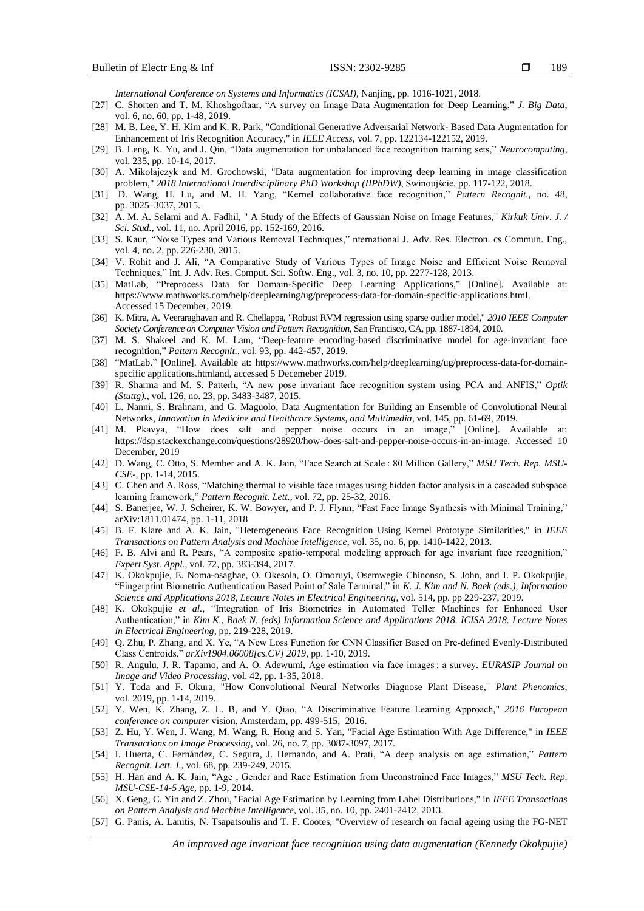*International Conference on Systems and Informatics (ICSAI)*, Nanjing, pp. 1016-1021, 2018.

[27] C. Shorten and T. M. Khoshgoftaar, "A survey on Image Data Augmentation for Deep Learning," *J. Big Data*, vol. 6, no. 60, pp. 1-48, 2019.

[28] M. B. Lee, Y. H. Kim and K. R. Park, "Conditional Generative Adversarial Network- Based Data Augmentation for Enhancement of Iris Recognition Accuracy," in *IEEE Access*, vol. 7, pp. 122134-122152, 2019.

[29] B. Leng, K. Yu, and J. Qin, "Data augmentation for unbalanced face recognition training sets," *Neurocomputing*, vol. 235, pp. 10-14, 2017.

[30] A. Mikołajczyk and M. Grochowski, "Data augmentation for improving deep learning in image classification problem," *2018 International Interdisciplinary PhD Workshop (IIPhDW)*, Swinoujście, pp. 117-122, 2018.

[31] D. Wang, H. Lu, and M. H. Yang, "Kernel collaborative face recognition," *Pattern Recognit.*, no. 48, pp. 3025–3037, 2015.

[32] A. M. A. Selami and A. Fadhil, " A Study of the Effects of Gaussian Noise on Image Features," *Kirkuk Univ. J. / Sci. Stud.*, vol. 11, no. April 2016, pp. 152-169, 2016.

[33] S. Kaur, "Noise Types and Various Removal Techniques," nternational J. Adv. Res. Electron. cs Commun. Eng., vol. 4, no. 2, pp. 226-230, 2015.

[34] V. Rohit and J. Ali, "A Comparative Study of Various Types of Image Noise and Efficient Noise Removal Techniques," Int. J. Adv. Res. Comput. Sci. Softw. Eng., vol. 3, no. 10, pp. 2277-128, 2013.

[35] MatLab, "Preprocess Data for Domain-Specific Deep Learning Applications," [Online]. Available at: https://www.mathworks.com/help/deeplearning/ug/preprocess-data-for-domain-specific-applications.html. Accessed 15 December, 2019.

[36] K. Mitra, A. Veeraraghavan and R. Chellappa, "Robust RVM regression using sparse outlier model," *2010 IEEE Computer Society Conference on Computer Vision and Pattern Recognition*, San Francisco, CA, pp. 1887-1894, 2010.

[37] M. S. Shakeel and K. M. Lam, "Deep-feature encoding-based discriminative model for age-invariant face recognition," *Pattern Recognit.*, vol. 93, pp. 442-457, 2019.

[38] "MatLab." [Online]. Available at: https://www.mathworks.com/help/deeplearning/ug/preprocess-data-for-domain-specific applications.htmland, accessed 5 Decemeber 2019.

[39] R. Sharma and M. S. Patterh, "A new pose invariant face recognition system using PCA and ANFIS," *Optik (Stuttg).*, vol. 126, no. 23, pp. 3483-3487, 2015.

[40] L. Nanni, S. Brahnam, and G. Maguolo, Data Augmentation for Building an Ensemble of Convolutional Neural Networks, *Innovation in Medicine and Healthcare Systems, and Multimedia*, vol. 145, pp. 61-69, 2019.

[41] M. Pkavya, "How does salt and pepper noise occurs in an image," [Online]. Available at: https://dsp.stackexchange.com/questions/28920/how-does-salt-and-pepper-noise-occurs-in-an-image. Accessed 10 December, 2019

[42] D. Wang, C. Otto, S. Member and A. K. Jain, "Face Search at Scale : 80 Million Gallery," *MSU Tech. Rep. MSU-CSE-*, pp. 1-14, 2015.

[43] C. Chen and A. Ross, "Matching thermal to visible face images using hidden factor analysis in a cascaded subspace learning framework," *Pattern Recognit. Lett.*, vol. 72, pp. 25-32, 2016.

[44] S. Banerjee, W. J. Scheirer, K. W. Bowyer, and P. J. Flynn, "Fast Face Image Synthesis with Minimal Training," arXiv:1811.01474, pp. 1-11, 2018

[45] B. F. Klare and A. K. Jain, "Heterogeneous Face Recognition Using Kernel Prototype Similarities," in *IEEE Transactions on Pattern Analysis and Machine Intelligence*, vol. 35, no. 6, pp. 1410-1422, 2013.

[46] F. B. Alvi and R. Pears, "A composite spatio-temporal modeling approach for age invariant face recognition," *Expert Syst. Appl.*, vol. 72, pp. 383-394, 2017.

[47] K. Okokpujie, E. Noma-osaghae, O. Okesola, O. Omoruyi, Osemwegie Chinonso, S. John, and I. P. Okokpujie, "Fingerprint Biometric Authentication Based Point of Sale Terminal," in *K. J. Kim and N. Baek (eds.), Information Science and Applications 2018, Lecture Notes in Electrical Engineering*, vol. 514, pp. pp 229-237, 2019.

[48] K. Okokpujie *et al.*, "Integration of Iris Biometrics in Automated Teller Machines for Enhanced User Authentication," in *Kim K., Baek N. (eds) Information Science and Applications 2018. ICISA 2018. Lecture Notes in Electrical Engineering*, pp. 219-228, 2019.

[49] Q. Zhu, P. Zhang, and X. Ye, "A New Loss Function for CNN Classifier Based on Pre-defined Evenly-Distributed Class Centroids," *arXiv1904.06008[cs.CV] 2019*, pp. 1-10, 2019.

[50] R. Angulu, J. R. Tapamo, and A. O. Adewumi, Age estimation via face images : a survey. *EURASIP Journal on Image and Video Processing*, vol. 42, pp. 1-35, 2018.

[51] Y. Toda and F. Okura, "How Convolutional Neural Networks Diagnose Plant Disease," *Plant Phenomics*, vol. 2019, pp. 1-14, 2019.

[52] Y. Wen, K. Zhang, Z. L. B, and Y. Qiao, "A Discriminative Feature Learning Approach," *2016 European conference on computer* vision, Amsterdam, pp. 499-515, 2016.

[53] Z. Hu, Y. Wen, J. Wang, M. Wang, R. Hong and S. Yan, "Facial Age Estimation With Age Difference," in *IEEE Transactions on Image Processing*, vol. 26, no. 7, pp. 3087-3097, 2017.

[54] I. Huerta, C. Fernández, C. Segura, J. Hernando, and A. Prati, "A deep analysis on age estimation," *Pattern Recognit. Lett. J.*, vol. 68, pp. 239-249, 2015.

[55] H. Han and A. K. Jain, "Age , Gender and Race Estimation from Unconstrained Face Images," *MSU Tech. Rep. MSU-CSE-14-5 Age*, pp. 1-9, 2014.

[56] X. Geng, C. Yin and Z. Zhou, "Facial Age Estimation by Learning from Label Distributions," in *IEEE Transactions on Pattern Analysis and Machine Intelligence*, vol. 35, no. 10, pp. 2401-2412, 2013.

[57] G. Panis, A. Lanitis, N. Tsapatsoulis and T. F. Cootes, "Overview of research on facial ageing using the FG-NET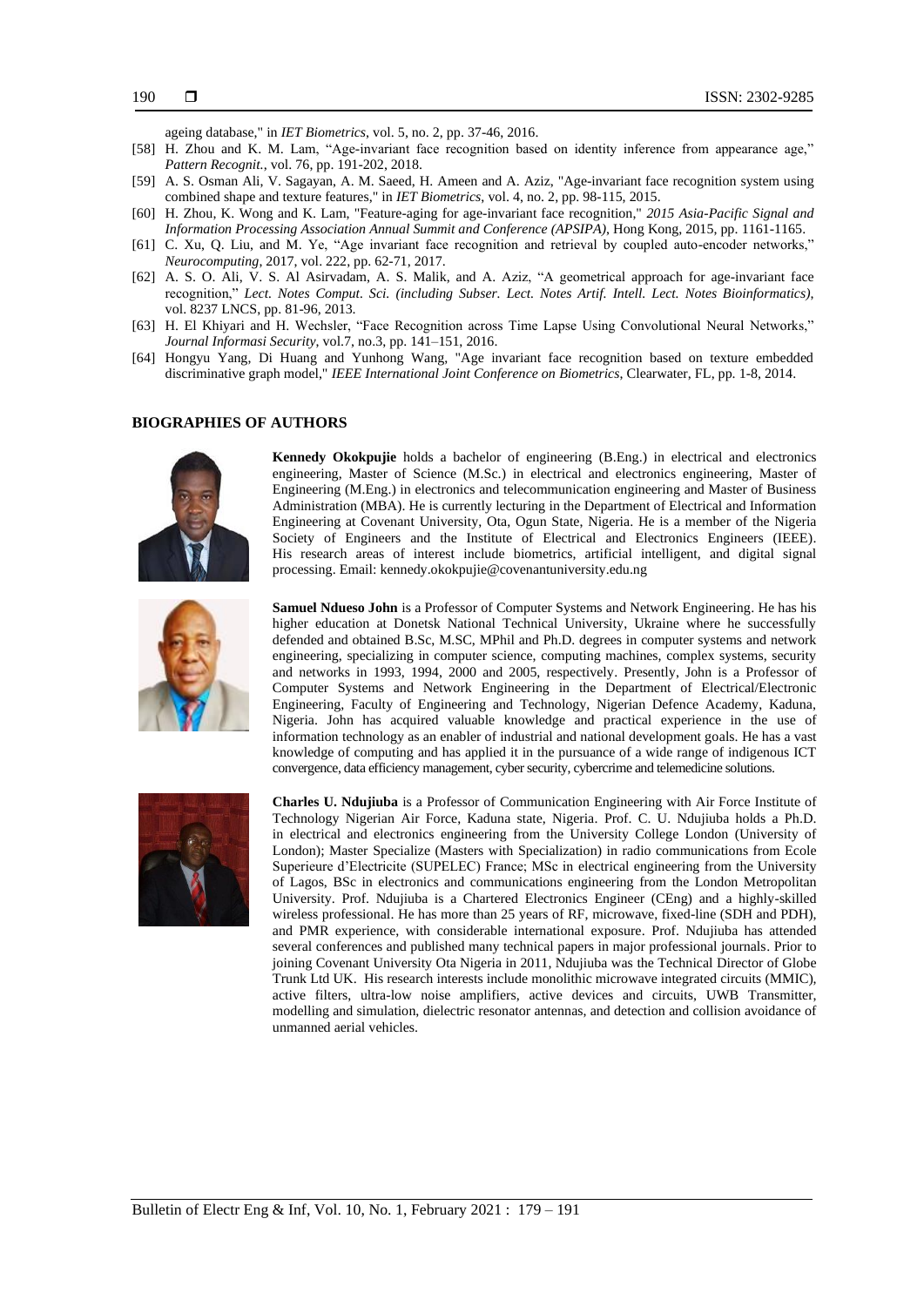ageing database," in *IET Biometrics*, vol. 5, no. 2, pp. 37-46, 2016.

[58] H. Zhou and K. M. Lam, "Age-invariant face recognition based on identity inference from appearance age," *Pattern Recognit.*, vol. 76, pp. 191-202, 2018.

[59] A. S. Osman Ali, V. Sagayan, A. M. Saeed, H. Ameen and A. Aziz, "Age-invariant face recognition system using combined shape and texture features," in *IET Biometrics*, vol. 4, no. 2, pp. 98-115, 2015.

[60] H. Zhou, K. Wong and K. Lam, "Feature-aging for age-invariant face recognition," *2015 Asia-Pacific Signal and Information Processing Association Annual Summit and Conference (APSIPA)*, Hong Kong, 2015, pp. 1161-1165.

[61] C. Xu, Q. Liu, and M. Ye, "Age invariant face recognition and retrieval by coupled auto-encoder networks," *Neurocomputing*, 2017, vol. 222, pp. 62-71, 2017.

[62] A. S. O. Ali, V. S. Al Asirvadam, A. S. Malik, and A. Aziz, "A geometrical approach for age-invariant face recognition," *Lect. Notes Comput. Sci. (including Subser. Lect. Notes Artif. Intell. Lect. Notes Bioinformatics)*, vol. 8237 LNCS, pp. 81-96, 2013.

[63] H. El Khiyari and H. Wechsler, "Face Recognition across Time Lapse Using Convolutional Neural Networks," *Journal Informasi Security*, vol.7, no.3, pp. 141–151, 2016.

[64] Hongyu Yang, Di Huang and Yunhong Wang, "Age invariant face recognition based on texture embedded discriminative graph model," *IEEE International Joint Conference on Biometrics*, Clearwater, FL, pp. 1-8, 2014.

## BIOGRAPHIES OF AUTHORS

**Kennedy Okokpujie** holds a bachelor of engineering (B.Eng.) in electrical and electronics engineering, Master of Science (M.Sc.) in electrical and electronics engineering, Master of Engineering (M.Eng.) in electronics and telecommunication engineering and Master of Business Administration (MBA). He is currently lecturing in the Department of Electrical and Information Engineering at Covenant University, Ota, Ogun State, Nigeria. He is a member of the Nigeria Society of Engineers and the Institute of Electrical and Electronics Engineers (IEEE). His research areas of interest include biometrics, artificial intelligent, and digital signal processing. Email: kennedy.okokpujie@covenantuniversity.edu.ng

**Samuel Ndueso John** is a Professor of Computer Systems and Network Engineering. He has his higher education at Donetsk National Technical University, Ukraine where he successfully defended and obtained B.Sc, M.SC, MPhil and Ph.D. degrees in computer systems and network engineering, specializing in computer science, computing machines, complex systems, security and networks in 1993, 1994, 2000 and 2005, respectively. Presently, John is a Professor of Computer Systems and Network Engineering in the Department of Electrical/Electronic Engineering, Faculty of Engineering and Technology, Nigerian Defence Academy, Kaduna, Nigeria. John has acquired valuable knowledge and practical experience in the use of information technology as an enabler of industrial and national development goals. He has a vast knowledge of computing and has applied it in the pursuance of a wide range of indigenous ICT convergence, data efficiency management, cyber security, cybercrime and telemedicine solutions.

**Charles U. Ndujiuba** is a Professor of Communication Engineering with Air Force Institute of Technology Nigerian Air Force, Kaduna state, Nigeria. Prof. C. U. Ndujiuba holds a Ph.D. in electrical and electronics engineering from the University College London (University of London); Master Specialize (Masters with Specialization) in radio communications from Ecole Superieure d'Electricite (SUPELEC) France; MSc in electrical engineering from the University of Lagos, BSc in electronics and communications engineering from the London Metropolitan University. Prof. Ndujiuba is a Chartered Electronics Engineer (CEng) and a highly-skilled wireless professional. He has more than 25 years of RF, microwave, fixed-line (SDH and PDH), and PMR experience, with considerable international exposure. Prof. Ndujiuba has attended several conferences and published many technical papers in major professional journals. Prior to joining Covenant University Ota Nigeria in 2011, Ndujiuba was the Technical Director of Globe Trunk Ltd UK. His research interests include monolithic microwave integrated circuits (MMIC), active filters, ultra-low noise amplifiers, active devices and circuits, UWB Transmitter, modelling and simulation, dielectric resonator antennas, and detection and collision avoidance of unmanned aerial vehicles.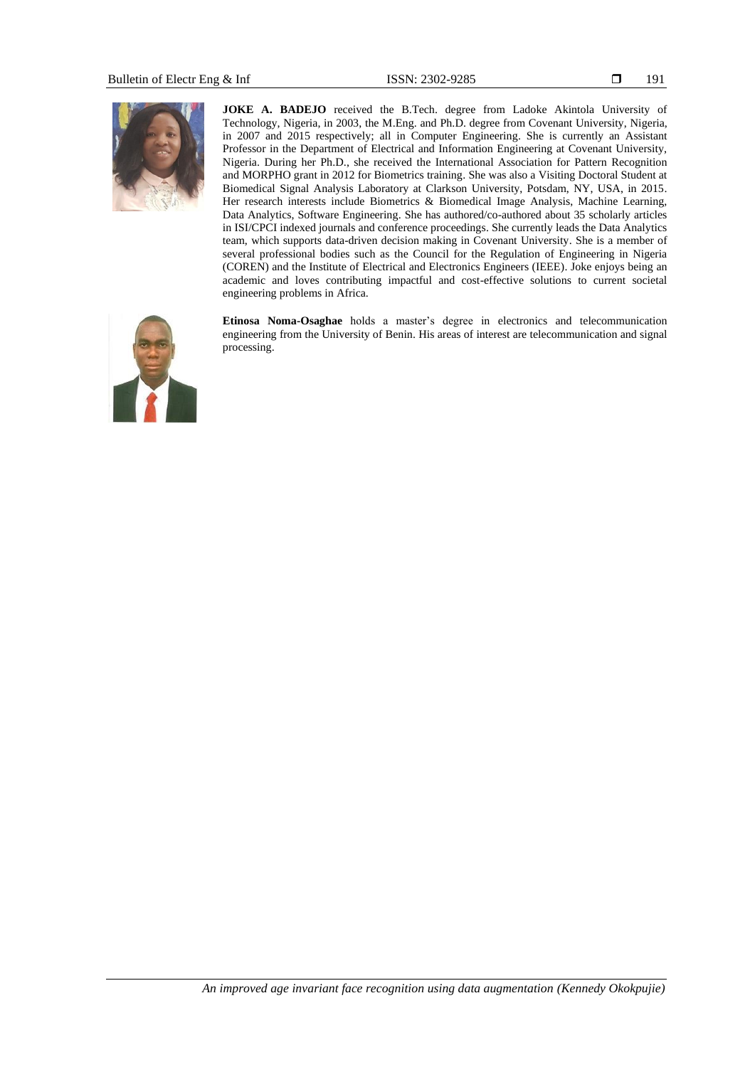**JOKE A. BADEJO** received the B.Tech. degree from Ladoke Akintola University of Technology, Nigeria, in 2003, the M.Eng. and Ph.D. degree from Covenant University, Nigeria, in 2007 and 2015 respectively; all in Computer Engineering. She is currently an Assistant Professor in the Department of Electrical and Information Engineering at Covenant University, Nigeria. During her Ph.D., she received the International Association for Pattern Recognition and MORPHO grant in 2012 for Biometrics training. She was also a Visiting Doctoral Student at Biomedical Signal Analysis Laboratory at Clarkson University, Potsdam, NY, USA, in 2015. Her research interests include Biometrics & Biomedical Image Analysis, Machine Learning, Data Analytics, Software Engineering. She has authored/co-authored about 35 scholarly articles in ISI/CPCI indexed journals and conference proceedings. She currently leads the Data Analytics team, which supports data-driven decision making in Covenant University. She is a member of several professional bodies such as the Council for the Regulation of Engineering in Nigeria (COREN) and the Institute of Electrical and Electronics Engineers (IEEE). Joke enjoys being an academic and loves contributing impactful and cost-effective solutions to current societal engineering problems in Africa.

**Etinosa Noma-Osaghae** holds a master's degree in electronics and telecommunication engineering from the University of Benin. His areas of interest are telecommunication and signal processing.